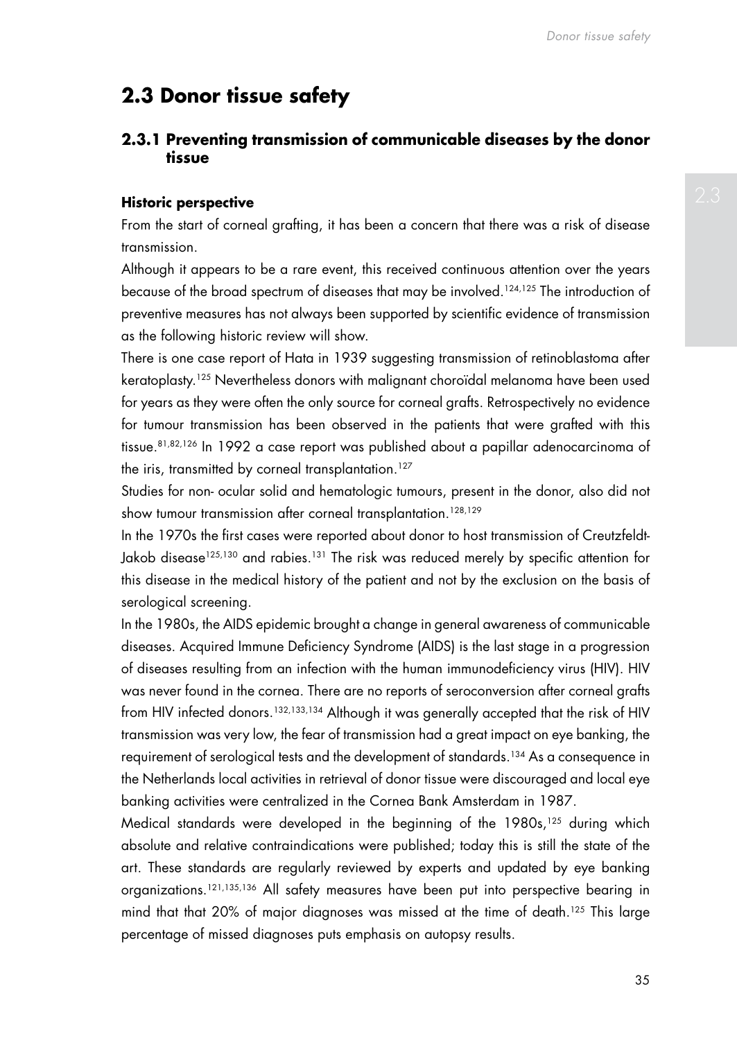## 2.3 Donor tissue safety

### 2.3.1 Preventing transmission of communicable diseases by the donor tissue

**Historic perspective**

From the start of corneal grafting, it has been a concern that there was a risk of disease transmission.

Although it appears to be a rare event, this received continuous attention over the years because of the broad spectrum of diseases that may be involved.[124,125] The introduction of preventive measures has not always been supported by scientific evidence of transmission as the following historic review will show.

There is one case report of Hata in 1939 suggesting transmission of retinoblastoma after keratoplasty.[125] Nevertheless donors with malignant choroïdal melanoma have been used for years as they were often the only source for corneal grafts. Retrospectively no evidence for tumour transmission has been observed in the patients that were grafted with this tissue.[81,82,126] In 1992 a case report was published about a papillar adenocarcinoma of the iris, transmitted by corneal transplantation.[127]

Studies for non- ocular solid and hematologic tumours, present in the donor, also did not show tumour transmission after corneal transplantation.[128,129]

In the 1970s the first cases were reported about donor to host transmission of Creutzfeldt-Jakob disease[125,130] and rabies.[131] The risk was reduced merely by specific attention for this disease in the medical history of the patient and not by the exclusion on the basis of serological screening.

In the 1980s, the AIDS epidemic brought a change in general awareness of communicable diseases. Acquired Immune Deficiency Syndrome (AIDS) is the last stage in a progression of diseases resulting from an infection with the human immunodeficiency virus (HIV). HIV was never found in the cornea. There are no reports of seroconversion after corneal grafts from HIV infected donors.[132,133,134] Although it was generally accepted that the risk of HIV transmission was very low, the fear of transmission had a great impact on eye banking, the requirement of serological tests and the development of standards.[134] As a consequence in the Netherlands local activities in retrieval of donor tissue were discouraged and local eye banking activities were centralized in the Cornea Bank Amsterdam in 1987.

Medical standards were developed in the beginning of the 1980s,[125] during which absolute and relative contraindications were published; today this is still the state of the art. These standards are regularly reviewed by experts and updated by eye banking organizations.[121,135,136] All safety measures have been put into perspective bearing in mind that that 20% of major diagnoses was missed at the time of death.[125] This large percentage of missed diagnoses puts emphasis on autopsy results.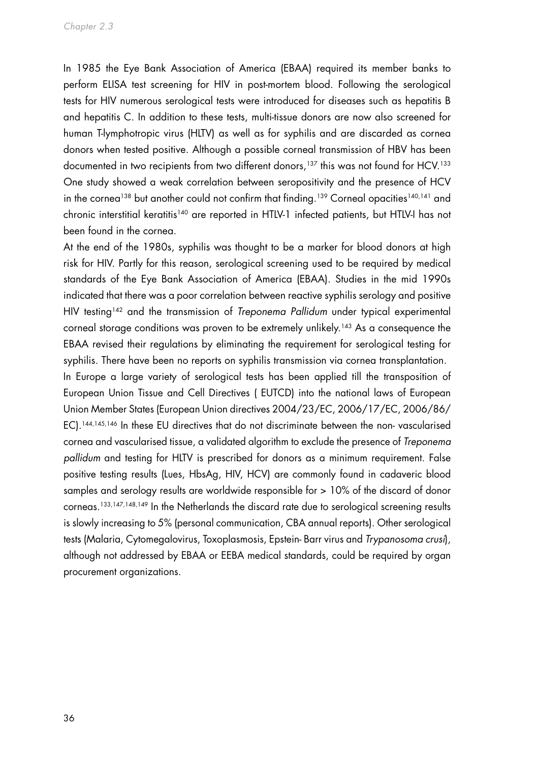In 1985 the Eye Bank Association of America (EBAA) required its member banks to perform ELISA test screening for HIV in post-mortem blood. Following the serological tests for HIV numerous serological tests were introduced for diseases such as hepatitis B and hepatitis C. In addition to these tests, multi-tissue donors are now also screened for human T-lymphotropic virus (HLTV) as well as for syphilis and are discarded as cornea donors when tested positive. Although a possible corneal transmission of HBV has been documented in two recipients from two different donors,[137] this was not found for HCV.[133] One study showed a weak correlation between seropositivity and the presence of HCV in the cornea[138] but another could not confirm that finding.[139] Corneal opacities[140,141] and chronic interstitial keratitis[140] are reported in HTLV-1 infected patients, but HTLV-I has not been found in the cornea.

At the end of the 1980s, syphilis was thought to be a marker for blood donors at high risk for HIV. Partly for this reason, serological screening used to be required by medical standards of the Eye Bank Association of America (EBAA). Studies in the mid 1990s indicated that there was a poor correlation between reactive syphilis serology and positive HIV testing[142] and the transmission of *Treponema Pallidum* under typical experimental corneal storage conditions was proven to be extremely unlikely.[143] As a consequence the EBAA revised their regulations by eliminating the requirement for serological testing for syphilis. There have been no reports on syphilis transmission via cornea transplantation.

In Europe a large variety of serological tests has been applied till the transposition of European Union Tissue and Cell Directives ( EUTCD) into the national laws of European Union Member States (European Union directives 2004/23/EC, 2006/17/EC, 2006/86/EC).[144,145,146] In these EU directives that do not discriminate between the non- vascularised cornea and vascularised tissue, a validated algorithm to exclude the presence of *Treponema pallidum* and testing for HLTV is prescribed for donors as a minimum requirement. False positive testing results (Lues, HbsAg, HIV, HCV) are commonly found in cadaveric blood samples and serology results are worldwide responsible for > 10% of the discard of donor corneas.[133,147,148,149] In the Netherlands the discard rate due to serological screening results is slowly increasing to 5% (personal communication, CBA annual reports). Other serological tests (Malaria, Cytomegalovirus, Toxoplasmosis, Epstein- Barr virus and *Trypanosoma crusi*), although not addressed by EBAA or EEBA medical standards, could be required by organ procurement organizations.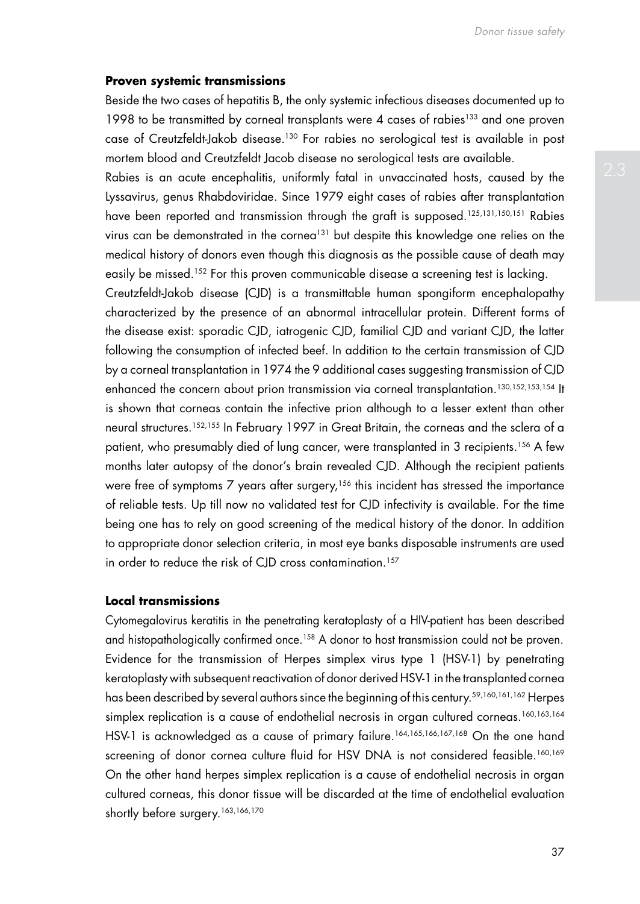### **Proven systemic transmissions**

Beside the two cases of hepatitis B, the only systemic infectious diseases documented up to 1998 to be transmitted by corneal transplants were 4 cases of rabies[133] and one proven case of Creutzfeldt-Jakob disease.[130] For rabies no serological test is available in post mortem blood and Creutzfeldt Jacob disease no serological tests are available.

Rabies is an acute encephalitis, uniformly fatal in unvaccinated hosts, caused by the Lyssavirus, genus Rhabdoviridae. Since 1979 eight cases of rabies after transplantation have been reported and transmission through the graft is supposed.[125,131,150,151] Rabies virus can be demonstrated in the cornea[131] but despite this knowledge one relies on the medical history of donors even though this diagnosis as the possible cause of death may easily be missed.[152] For this proven communicable disease a screening test is lacking.

Creutzfeldt-Jakob disease (CJD) is a transmittable human spongiform encephalopathy characterized by the presence of an abnormal intracellular protein. Different forms of the disease exist: sporadic CJD, iatrogenic CJD, familial CJD and variant CJD, the latter following the consumption of infected beef. In addition to the certain transmission of CJD by a corneal transplantation in 1974 the 9 additional cases suggesting transmission of CJD enhanced the concern about prion transmission via corneal transplantation.[130,152,153,154] It is shown that corneas contain the infective prion although to a lesser extent than other neural structures.[152,155] In February 1997 in Great Britain, the corneas and the sclera of a patient, who presumably died of lung cancer, were transplanted in 3 recipients.[156] A few months later autopsy of the donor's brain revealed CJD. Although the recipient patients were free of symptoms 7 years after surgery,[156] this incident has stressed the importance of reliable tests. Up till now no validated test for CJD infectivity is available. For the time being one has to rely on good screening of the medical history of the donor. In addition to appropriate donor selection criteria, in most eye banks disposable instruments are used in order to reduce the risk of CJD cross contamination.[157]

### **Local transmissions**

Cytomegalovirus keratitis in the penetrating keratoplasty of a HIV-patient has been described and histopathologically confirmed once.[158] A donor to host transmission could not be proven. Evidence for the transmission of Herpes simplex virus type 1 (HSV-1) by penetrating keratoplasty with subsequent reactivation of donor derived HSV-1 in the transplanted cornea has been described by several authors since the beginning of this century.[59,160,161,162] Herpes simplex replication is a cause of endothelial necrosis in organ cultured corneas.[160,163,164] HSV-1 is acknowledged as a cause of primary failure.[164,165,166,167,168] On the one hand screening of donor cornea culture fluid for HSV DNA is not considered feasible.[160,169] On the other hand herpes simplex replication is a cause of endothelial necrosis in organ cultured corneas, this donor tissue will be discarded at the time of endothelial evaluation shortly before surgery.[163,166,170]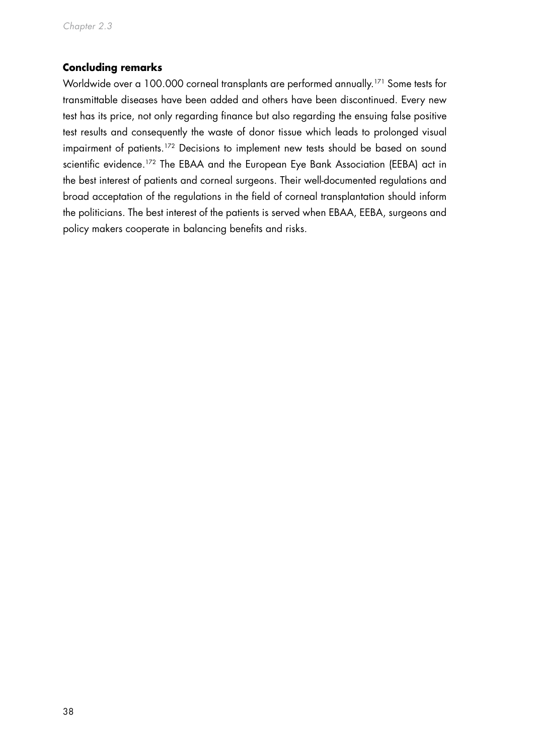### Concluding remarks

Worldwide over a 100.000 corneal transplants are performed annually.[171] Some tests for transmittable diseases have been added and others have been discontinued. Every new test has its price, not only regarding finance but also regarding the ensuing false positive test results and consequently the waste of donor tissue which leads to prolonged visual impairment of patients.[172] Decisions to implement new tests should be based on sound scientific evidence.[172] The EBAA and the European Eye Bank Association (EEBA) act in the best interest of patients and corneal surgeons. Their well-documented regulations and broad acceptation of the regulations in the field of corneal transplantation should inform the politicians. The best interest of the patients is served when EBAA, EEBA, surgeons and policy makers cooperate in balancing benefits and risks.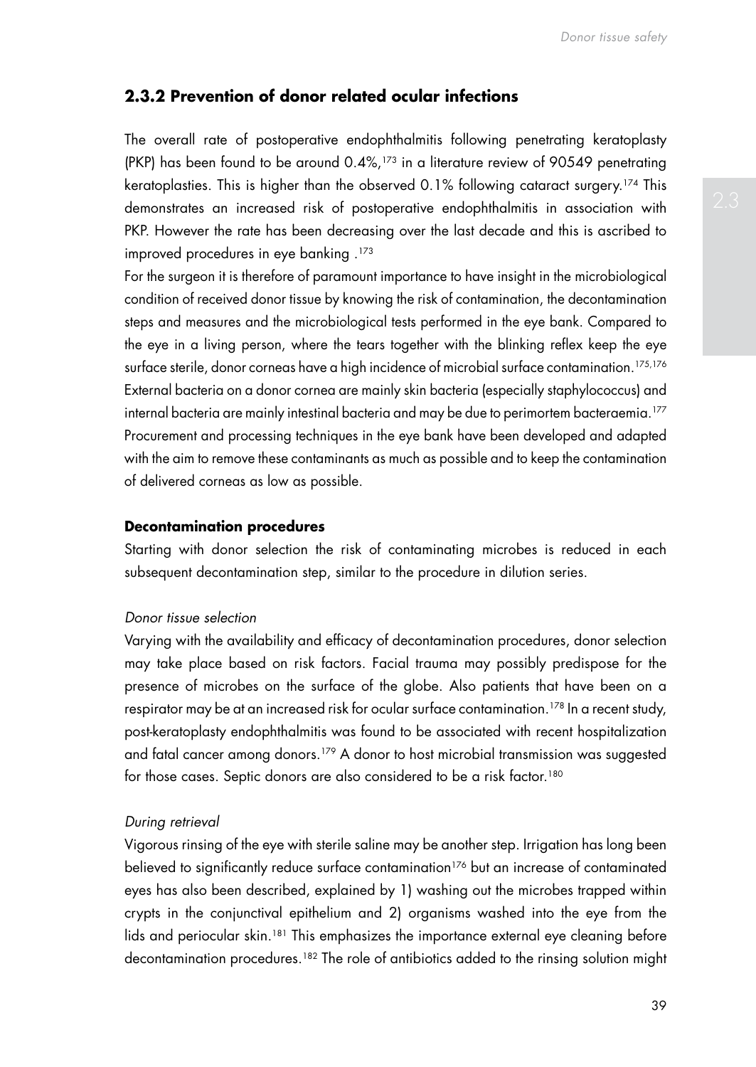## 2.3.2 Prevention of donor related ocular infections

The overall rate of postoperative endophthalmitis following penetrating keratoplasty (PKP) has been found to be around 0.4%,[173] in a literature review of 90549 penetrating keratoplasties. This is higher than the observed 0.1% following cataract surgery.[174] This demonstrates an increased risk of postoperative endophthalmitis in association with PKP. However the rate has been decreasing over the last decade and this is ascribed to improved procedures in eye banking .[173]

For the surgeon it is therefore of paramount importance to have insight in the microbiological condition of received donor tissue by knowing the risk of contamination, the decontamination steps and measures and the microbiological tests performed in the eye bank. Compared to the eye in a living person, where the tears together with the blinking reflex keep the eye surface sterile, donor corneas have a high incidence of microbial surface contamination.[175,176] External bacteria on a donor cornea are mainly skin bacteria (especially staphylococcus) and internal bacteria are mainly intestinal bacteria and may be due to perimortem bacteraemia.[177] Procurement and processing techniques in the eye bank have been developed and adapted with the aim to remove these contaminants as much as possible and to keep the contamination of delivered corneas as low as possible.

### Decontamination procedures

Starting with donor selection the risk of contaminating microbes is reduced in each subsequent decontamination step, similar to the procedure in dilution series.

*Donor tissue selection*

Varying with the availability and efficacy of decontamination procedures, donor selection may take place based on risk factors. Facial trauma may possibly predispose for the presence of microbes on the surface of the globe. Also patients that have been on a respirator may be at an increased risk for ocular surface contamination.[178] In a recent study, post-keratoplasty endophthalmitis was found to be associated with recent hospitalization and fatal cancer among donors.[179] A donor to host microbial transmission was suggested for those cases. Septic donors are also considered to be a risk factor.[180]

*During retrieval*

Vigorous rinsing of the eye with sterile saline may be another step. Irrigation has long been believed to significantly reduce surface contamination[176] but an increase of contaminated eyes has also been described, explained by 1) washing out the microbes trapped within crypts in the conjunctival epithelium and 2) organisms washed into the eye from the lids and periocular skin.[181] This emphasizes the importance external eye cleaning before decontamination procedures.[182] The role of antibiotics added to the rinsing solution might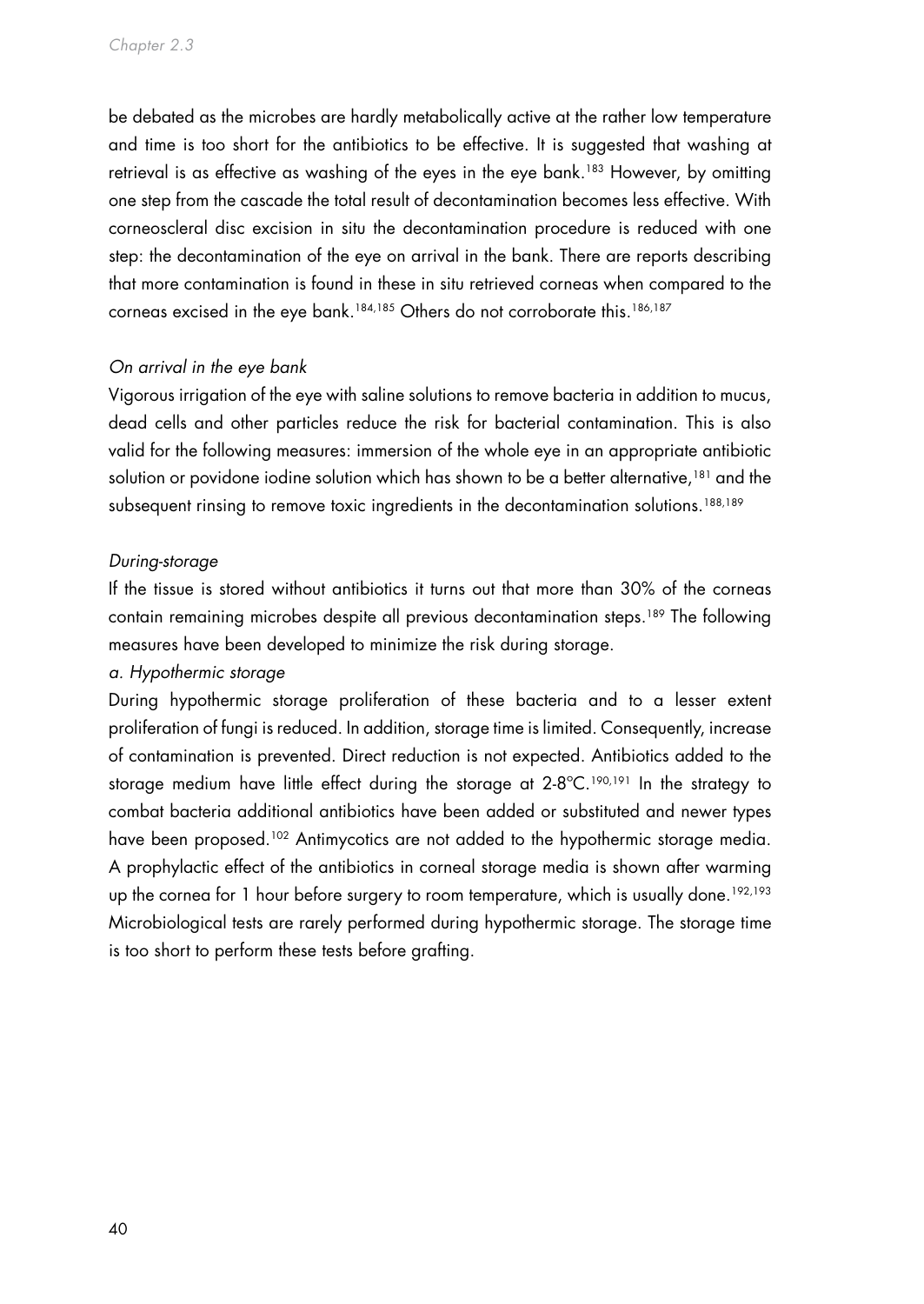be debated as the microbes are hardly metabolically active at the rather low temperature and time is too short for the antibiotics to be effective. It is suggested that washing at retrieval is as effective as washing of the eyes in the eye bank.[183] However, by omitting one step from the cascade the total result of decontamination becomes less effective. With corneoscleral disc excision in situ the decontamination procedure is reduced with one step: the decontamination of the eye on arrival in the bank. There are reports describing that more contamination is found in these in situ retrieved corneas when compared to the corneas excised in the eye bank.[184,185] Others do not corroborate this.[186,187]

*On arrival in the eye bank*

Vigorous irrigation of the eye with saline solutions to remove bacteria in addition to mucus, dead cells and other particles reduce the risk for bacterial contamination. This is also valid for the following measures: immersion of the whole eye in an appropriate antibiotic solution or povidone iodine solution which has shown to be a better alternative,[181] and the subsequent rinsing to remove toxic ingredients in the decontamination solutions.[188,189]

*During-storage*

If the tissue is stored without antibiotics it turns out that more than 30% of the corneas contain remaining microbes despite all previous decontamination steps.[189] The following measures have been developed to minimize the risk during storage.

*a. Hypothermic storage*

During hypothermic storage proliferation of these bacteria and to a lesser extent proliferation of fungi is reduced. In addition, storage time is limited. Consequently, increase of contamination is prevented. Direct reduction is not expected. Antibiotics added to the storage medium have little effect during the storage at 2-8°C.[190,191] In the strategy to combat bacteria additional antibiotics have been added or substituted and newer types have been proposed.[102] Antimycotics are not added to the hypothermic storage media. A prophylactic effect of the antibiotics in corneal storage media is shown after warming up the cornea for 1 hour before surgery to room temperature, which is usually done.[192,193] Microbiological tests are rarely performed during hypothermic storage. The storage time is too short to perform these tests before grafting.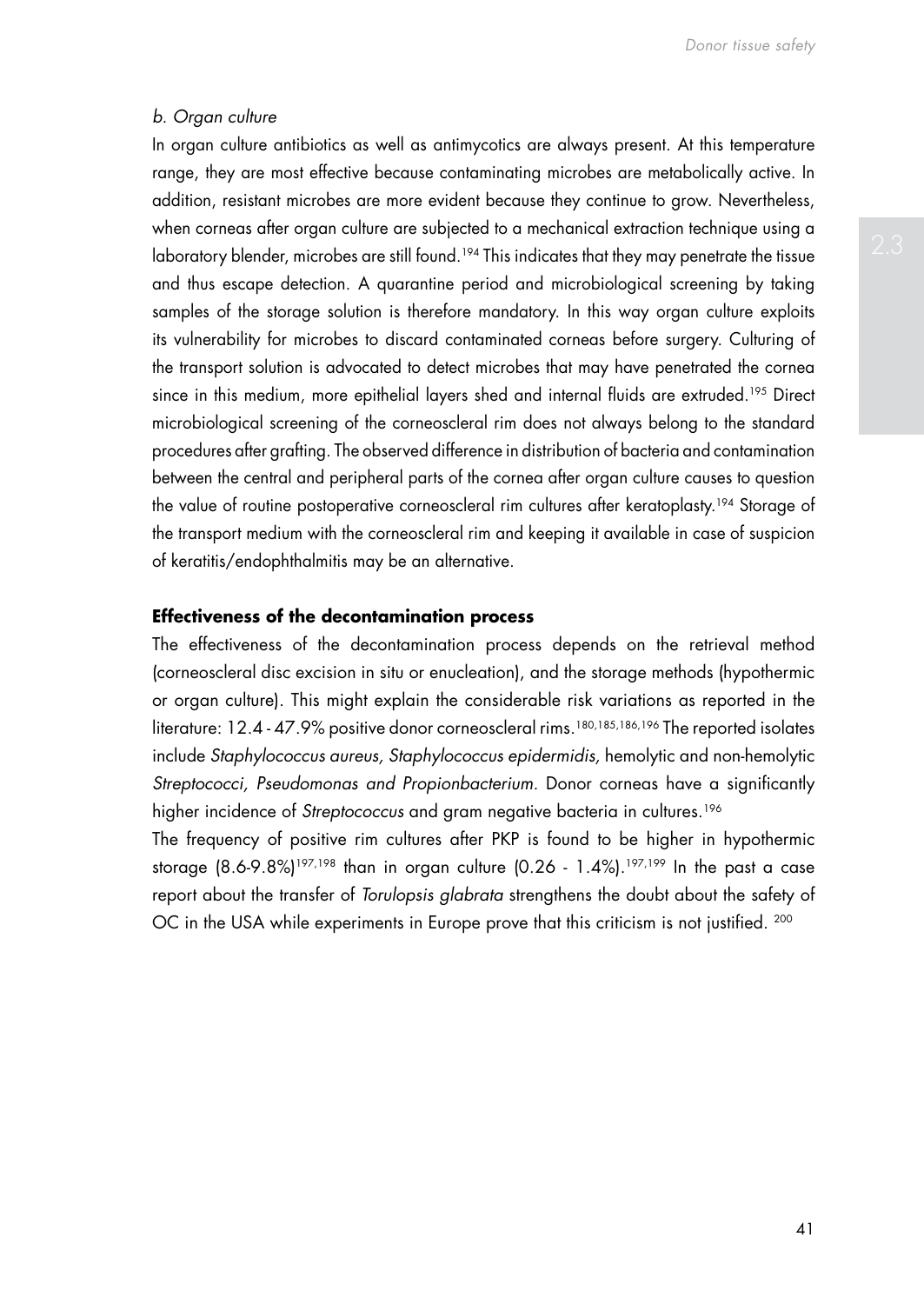*b. Organ culture*

In organ culture antibiotics as well as antimycotics are always present. At this temperature range, they are most effective because contaminating microbes are metabolically active. In addition, resistant microbes are more evident because they continue to grow. Nevertheless, when corneas after organ culture are subjected to a mechanical extraction technique using a laboratory blender, microbes are still found.[194] This indicates that they may penetrate the tissue and thus escape detection. A quarantine period and microbiological screening by taking samples of the storage solution is therefore mandatory. In this way organ culture exploits its vulnerability for microbes to discard contaminated corneas before surgery. Culturing of the transport solution is advocated to detect microbes that may have penetrated the cornea since in this medium, more epithelial layers shed and internal fluids are extruded.[195] Direct microbiological screening of the corneoscleral rim does not always belong to the standard procedures after grafting. The observed difference in distribution of bacteria and contamination between the central and peripheral parts of the cornea after organ culture causes to question the value of routine postoperative corneoscleral rim cultures after keratoplasty.[194] Storage of the transport medium with the corneoscleral rim and keeping it available in case of suspicion of keratitis/endophthalmitis may be an alternative.

**Effectiveness of the decontamination process**

The effectiveness of the decontamination process depends on the retrieval method (corneoscleral disc excision in situ or enucleation), and the storage methods (hypothermic or organ culture). This might explain the considerable risk variations as reported in the literature: 12.4 - 47.9% positive donor corneoscleral rims.[180,185,186,196] The reported isolates include *Staphylococcus aureus, Staphylococcus epidermidis,* hemolytic and non-hemolytic *Streptococci, Pseudomonas and Propionbacterium.* Donor corneas have a significantly higher incidence of *Streptococcus* and gram negative bacteria in cultures.[196]

The frequency of positive rim cultures after PKP is found to be higher in hypothermic storage (8.6-9.8%)[197,198] than in organ culture (0.26 - 1.4%).[197,199] In the past a case report about the transfer of *Torulopsis glabrata* strengthens the doubt about the safety of OC in the USA while experiments in Europe prove that this criticism is not justified. [200]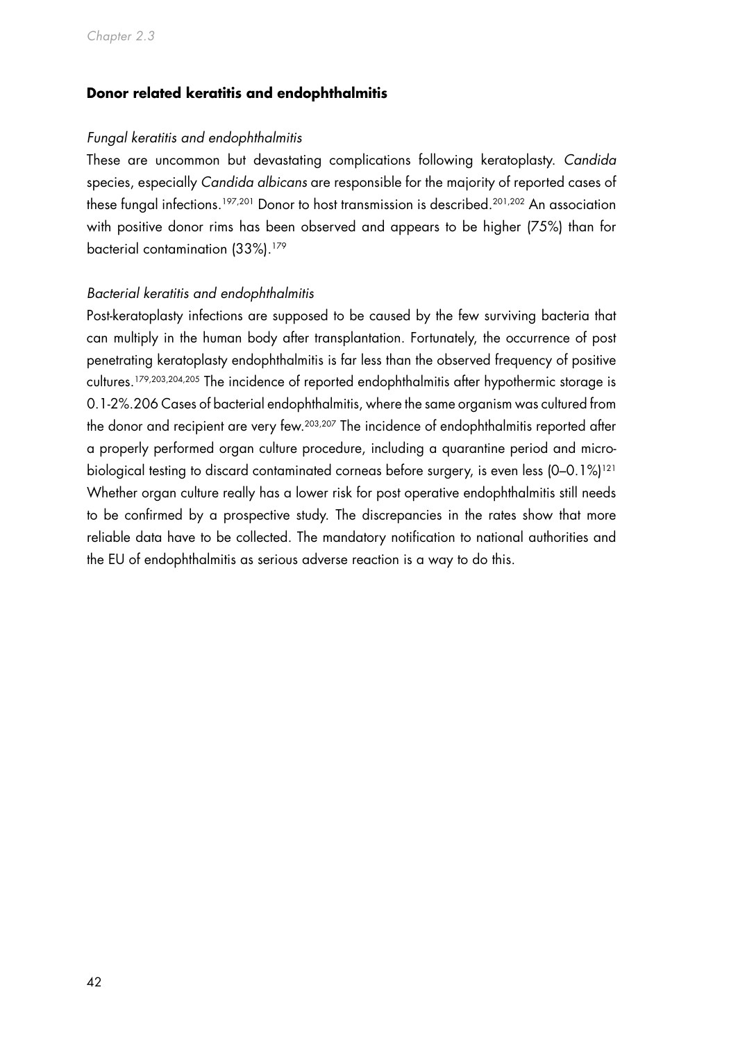## Donor related keratitis and endophthalmitis

*Fungal keratitis and endophthalmitis*

These are uncommon but devastating complications following keratoplasty. *Candida* species, especially *Candida albicans* are responsible for the majority of reported cases of these fungal infections.[197,201] Donor to host transmission is described.[201,202] An association with positive donor rims has been observed and appears to be higher (75%) than for bacterial contamination (33%).[179]

*Bacterial keratitis and endophthalmitis*

Post-keratoplasty infections are supposed to be caused by the few surviving bacteria that can multiply in the human body after transplantation. Fortunately, the occurrence of post penetrating keratoplasty endophthalmitis is far less than the observed frequency of positive cultures.[179,203,204,205] The incidence of reported endophthalmitis after hypothermic storage is 0.1-2%.206 Cases of bacterial endophthalmitis, where the same organism was cultured from the donor and recipient are very few.[203,207] The incidence of endophthalmitis reported after a properly performed organ culture procedure, including a quarantine period and micro-biological testing to discard contaminated corneas before surgery, is even less (0–0.1%)[121] Whether organ culture really has a lower risk for post operative endophthalmitis still needs to be confirmed by a prospective study. The discrepancies in the rates show that more reliable data have to be collected. The mandatory notification to national authorities and the EU of endophthalmitis as serious adverse reaction is a way to do this.